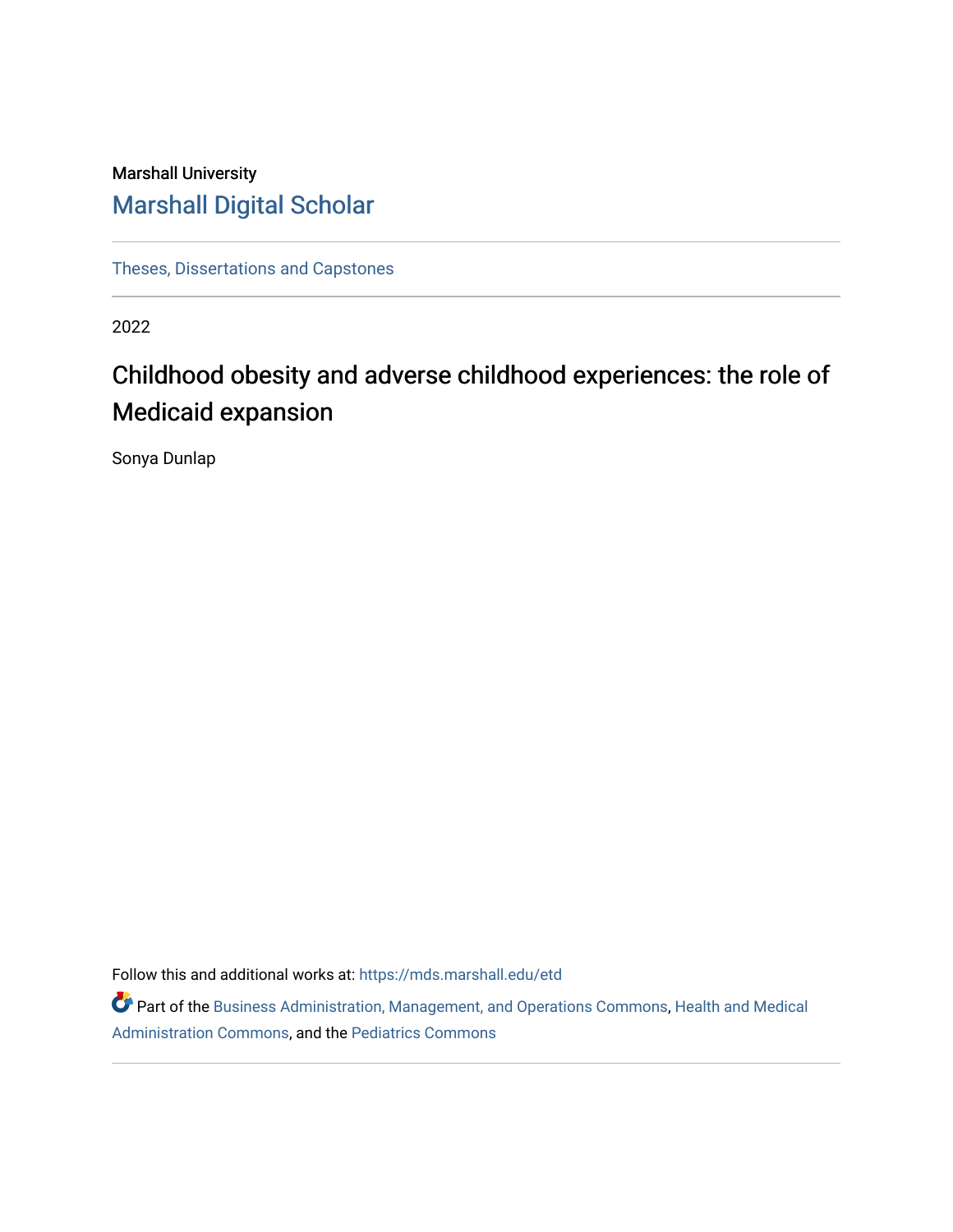Marshall University

## Marshall Digital Scholar

Theses, Dissertations and Capstones

2022

# Childhood obesity and adverse childhood experiences: the role of Medicaid expansion

Sonya Dunlap

Follow this and additional works at: https://mds.marshall.edu/etd

Part of the Business Administration, Management, and Operations Commons, Health and Medical Administration Commons, and the Pediatrics Commons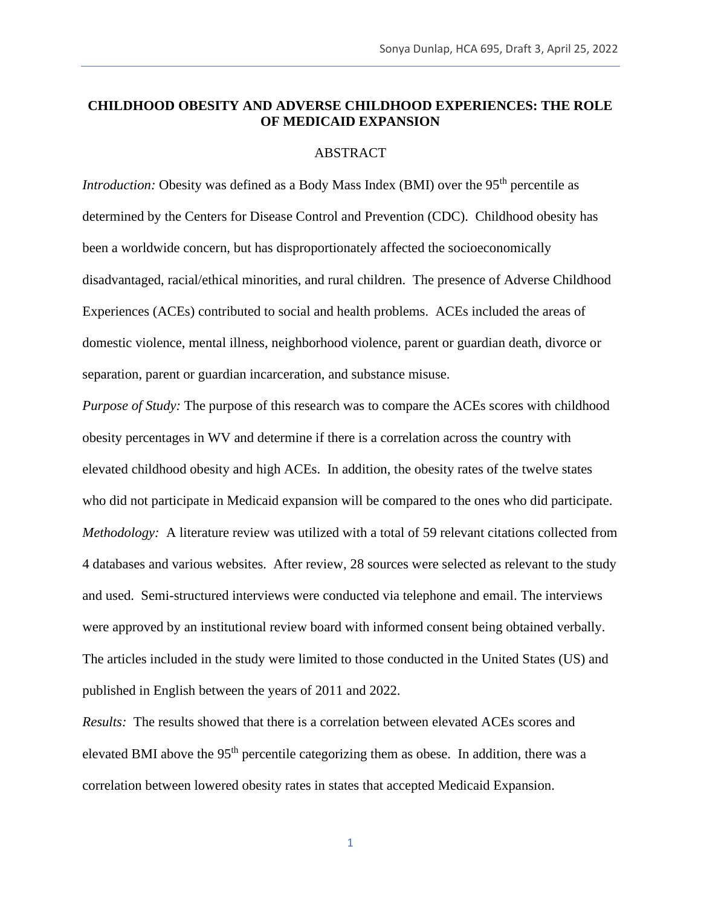**CHILDHOOD OBESITY AND ADVERSE CHILDHOOD EXPERIENCES: THE ROLE OF MEDICAID EXPANSION**

ABSTRACT

*Introduction:* Obesity was defined as a Body Mass Index (BMI) over the 95th percentile as determined by the Centers for Disease Control and Prevention (CDC). Childhood obesity has been a worldwide concern, but has disproportionately affected the socioeconomically disadvantaged, racial/ethical minorities, and rural children. The presence of Adverse Childhood Experiences (ACEs) contributed to social and health problems. ACEs included the areas of domestic violence, mental illness, neighborhood violence, parent or guardian death, divorce or separation, parent or guardian incarceration, and substance misuse.

*Purpose of Study:* The purpose of this research was to compare the ACEs scores with childhood obesity percentages in WV and determine if there is a correlation across the country with elevated childhood obesity and high ACEs. In addition, the obesity rates of the twelve states who did not participate in Medicaid expansion will be compared to the ones who did participate.

*Methodology:* A literature review was utilized with a total of 59 relevant citations collected from 4 databases and various websites. After review, 28 sources were selected as relevant to the study and used. Semi-structured interviews were conducted via telephone and email. The interviews were approved by an institutional review board with informed consent being obtained verbally. The articles included in the study were limited to those conducted in the United States (US) and published in English between the years of 2011 and 2022.

*Results:* The results showed that there is a correlation between elevated ACEs scores and elevated BMI above the 95th percentile categorizing them as obese. In addition, there was a correlation between lowered obesity rates in states that accepted Medicaid Expansion.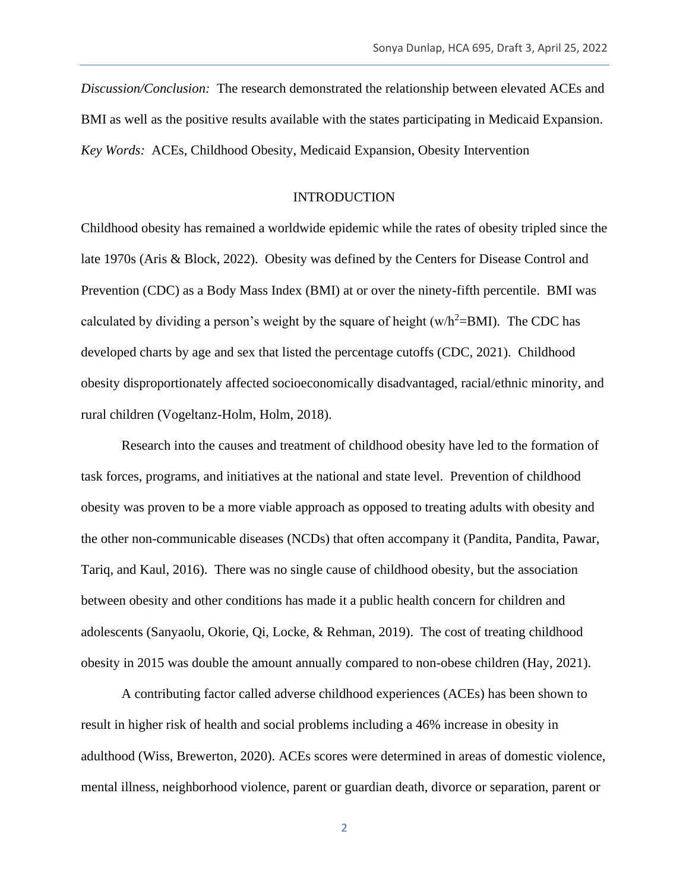*Discussion/Conclusion:* The research demonstrated the relationship between elevated ACEs and BMI as well as the positive results available with the states participating in Medicaid Expansion.

*Key Words:* ACEs, Childhood Obesity, Medicaid Expansion, Obesity Intervention

## INTRODUCTION

Childhood obesity has remained a worldwide epidemic while the rates of obesity tripled since the late 1970s (Aris & Block, 2022). Obesity was defined by the Centers for Disease Control and Prevention (CDC) as a Body Mass Index (BMI) at or over the ninety-fifth percentile. BMI was calculated by dividing a person's weight by the square of height ($w/h^2$=BMI). The CDC has developed charts by age and sex that listed the percentage cutoffs (CDC, 2021). Childhood obesity disproportionately affected socioeconomically disadvantaged, racial/ethnic minority, and rural children (Vogeltanz-Holm, Holm, 2018).

Research into the causes and treatment of childhood obesity have led to the formation of task forces, programs, and initiatives at the national and state level. Prevention of childhood obesity was proven to be a more viable approach as opposed to treating adults with obesity and the other non-communicable diseases (NCDs) that often accompany it (Pandita, Pandita, Pawar, Tariq, and Kaul, 2016). There was no single cause of childhood obesity, but the association between obesity and other conditions has made it a public health concern for children and adolescents (Sanyaolu, Okorie, Qi, Locke, & Rehman, 2019). The cost of treating childhood obesity in 2015 was double the amount annually compared to non-obese children (Hay, 2021).

A contributing factor called adverse childhood experiences (ACEs) has been shown to result in higher risk of health and social problems including a 46% increase in obesity in adulthood (Wiss, Brewerton, 2020). ACEs scores were determined in areas of domestic violence, mental illness, neighborhood violence, parent or guardian death, divorce or separation, parent or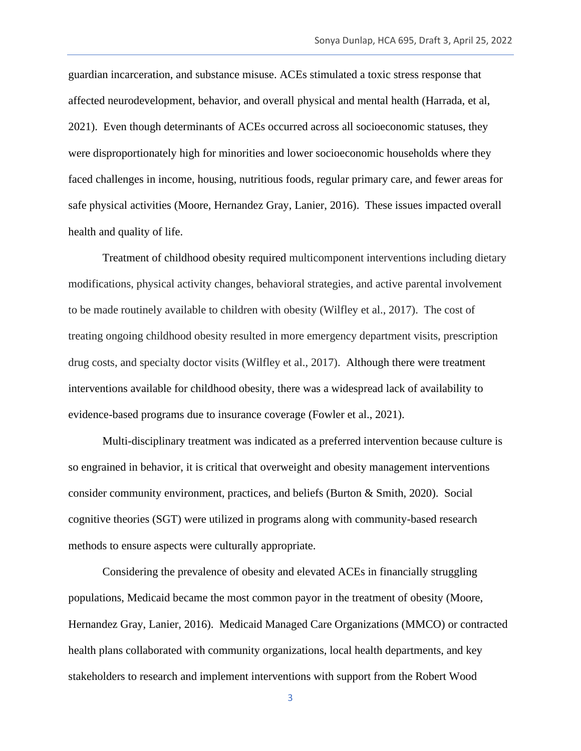guardian incarceration, and substance misuse. ACEs stimulated a toxic stress response that affected neurodevelopment, behavior, and overall physical and mental health (Harrada, et al, 2021). Even though determinants of ACEs occurred across all socioeconomic statuses, they were disproportionately high for minorities and lower socioeconomic households where they faced challenges in income, housing, nutritious foods, regular primary care, and fewer areas for safe physical activities (Moore, Hernandez Gray, Lanier, 2016). These issues impacted overall health and quality of life.

Treatment of childhood obesity required multicomponent interventions including dietary modifications, physical activity changes, behavioral strategies, and active parental involvement to be made routinely available to children with obesity (Wilfley et al., 2017). The cost of treating ongoing childhood obesity resulted in more emergency department visits, prescription drug costs, and specialty doctor visits (Wilfley et al., 2017). Although there were treatment interventions available for childhood obesity, there was a widespread lack of availability to evidence-based programs due to insurance coverage (Fowler et al., 2021).

Multi-disciplinary treatment was indicated as a preferred intervention because culture is so engrained in behavior, it is critical that overweight and obesity management interventions consider community environment, practices, and beliefs (Burton & Smith, 2020). Social cognitive theories (SGT) were utilized in programs along with community-based research methods to ensure aspects were culturally appropriate.

Considering the prevalence of obesity and elevated ACEs in financially struggling populations, Medicaid became the most common payor in the treatment of obesity (Moore, Hernandez Gray, Lanier, 2016). Medicaid Managed Care Organizations (MMCO) or contracted health plans collaborated with community organizations, local health departments, and key stakeholders to research and implement interventions with support from the Robert Wood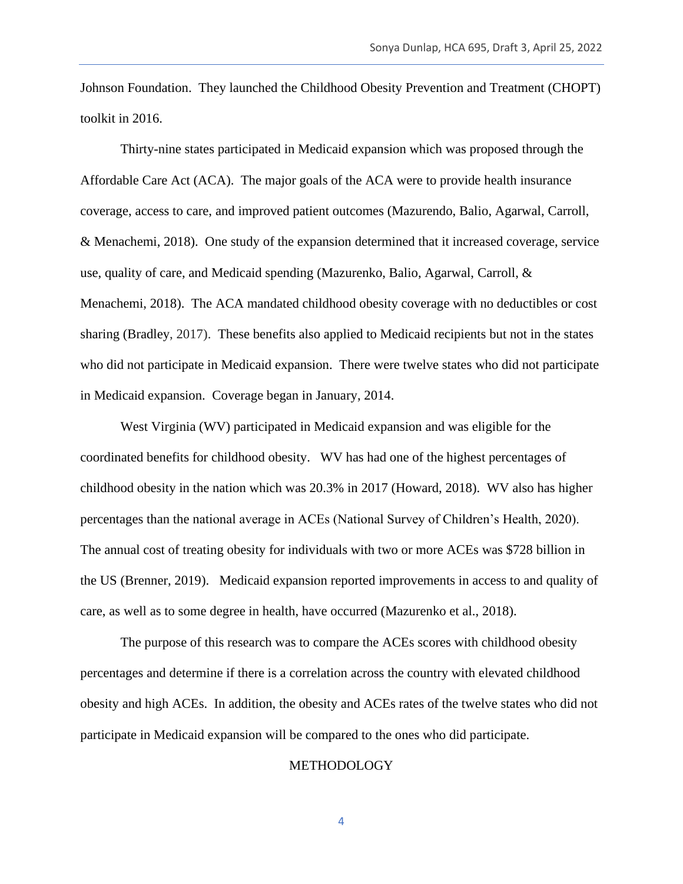Johnson Foundation. They launched the Childhood Obesity Prevention and Treatment (CHOPT) toolkit in 2016.

Thirty-nine states participated in Medicaid expansion which was proposed through the Affordable Care Act (ACA). The major goals of the ACA were to provide health insurance coverage, access to care, and improved patient outcomes (Mazurendo, Balio, Agarwal, Carroll, & Menachemi, 2018). One study of the expansion determined that it increased coverage, service use, quality of care, and Medicaid spending (Mazurenko, Balio, Agarwal, Carroll, & Menachemi, 2018). The ACA mandated childhood obesity coverage with no deductibles or cost sharing (Bradley, 2017). These benefits also applied to Medicaid recipients but not in the states who did not participate in Medicaid expansion. There were twelve states who did not participate in Medicaid expansion. Coverage began in January, 2014.

West Virginia (WV) participated in Medicaid expansion and was eligible for the coordinated benefits for childhood obesity. WV has had one of the highest percentages of childhood obesity in the nation which was 20.3% in 2017 (Howard, 2018). WV also has higher percentages than the national average in ACEs (National Survey of Children's Health, 2020). The annual cost of treating obesity for individuals with two or more ACEs was $728 billion in the US (Brenner, 2019). Medicaid expansion reported improvements in access to and quality of care, as well as to some degree in health, have occurred (Mazurenko et al., 2018).

The purpose of this research was to compare the ACEs scores with childhood obesity percentages and determine if there is a correlation across the country with elevated childhood obesity and high ACEs. In addition, the obesity and ACEs rates of the twelve states who did not participate in Medicaid expansion will be compared to the ones who did participate.

## METHODOLOGY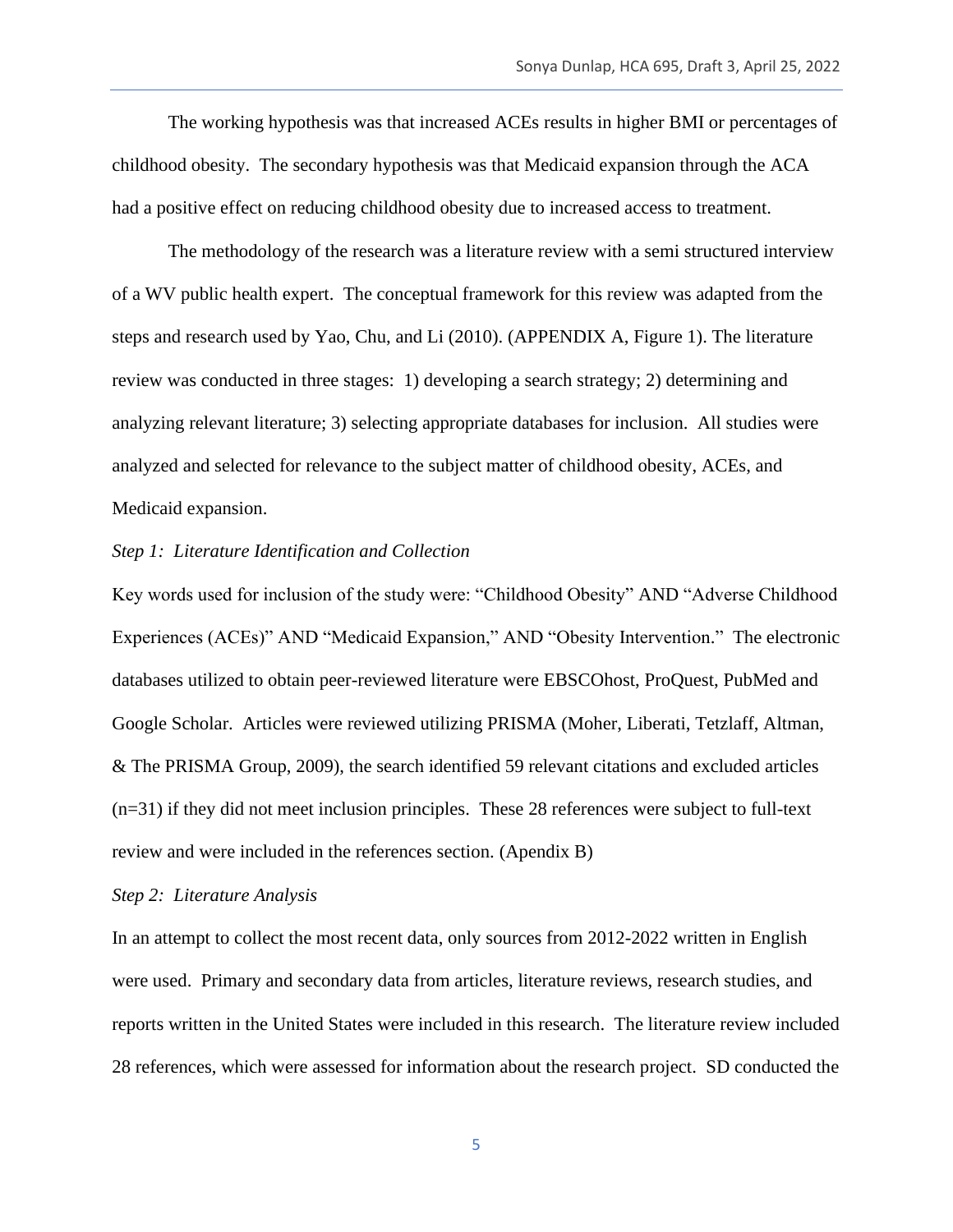The working hypothesis was that increased ACEs results in higher BMI or percentages of childhood obesity. The secondary hypothesis was that Medicaid expansion through the ACA had a positive effect on reducing childhood obesity due to increased access to treatment.

The methodology of the research was a literature review with a semi structured interview of a WV public health expert. The conceptual framework for this review was adapted from the steps and research used by Yao, Chu, and Li (2010). (APPENDIX A, Figure 1). The literature review was conducted in three stages: 1) developing a search strategy; 2) determining and analyzing relevant literature; 3) selecting appropriate databases for inclusion. All studies were analyzed and selected for relevance to the subject matter of childhood obesity, ACEs, and Medicaid expansion.

*Step 1: Literature Identification and Collection*

Key words used for inclusion of the study were: "Childhood Obesity" AND "Adverse Childhood Experiences (ACEs)" AND "Medicaid Expansion," AND "Obesity Intervention." The electronic databases utilized to obtain peer-reviewed literature were EBSCOhost, ProQuest, PubMed and Google Scholar. Articles were reviewed utilizing PRISMA (Moher, Liberati, Tetzlaff, Altman, & The PRISMA Group, 2009), the search identified 59 relevant citations and excluded articles (n=31) if they did not meet inclusion principles. These 28 references were subject to full-text review and were included in the references section. (Apendix B)

*Step 2: Literature Analysis*

In an attempt to collect the most recent data, only sources from 2012-2022 written in English were used. Primary and secondary data from articles, literature reviews, research studies, and reports written in the United States were included in this research. The literature review included 28 references, which were assessed for information about the research project. SD conducted the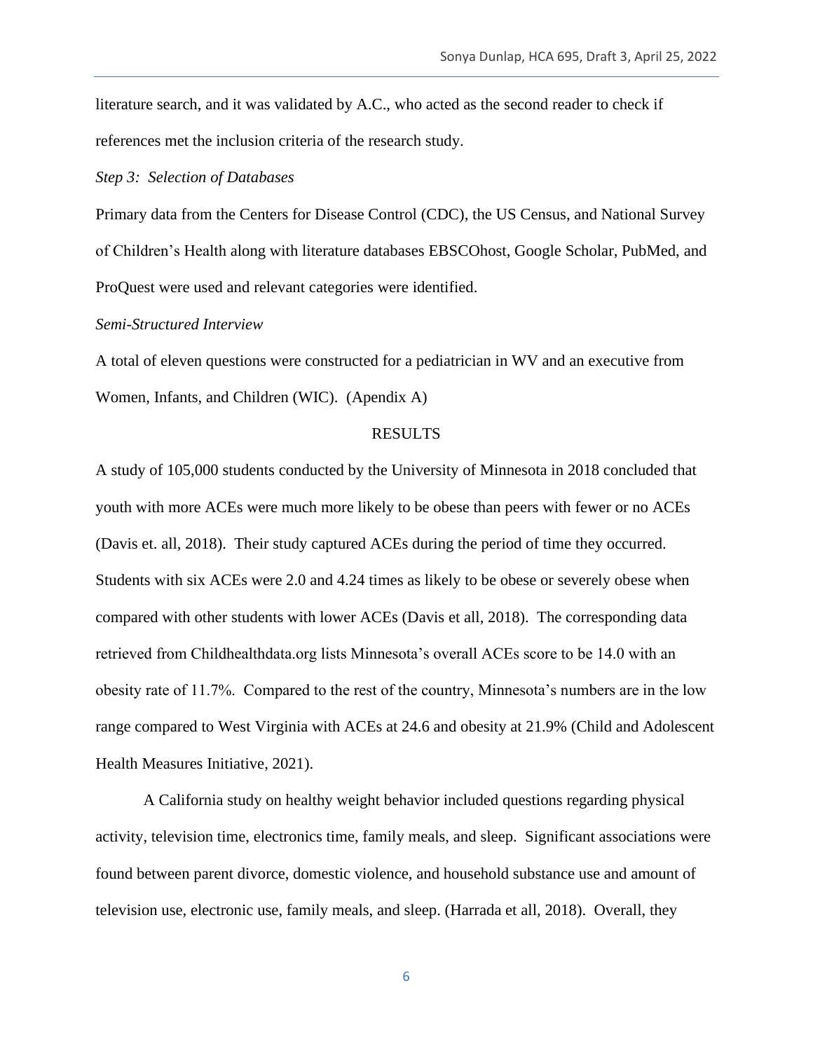literature search, and it was validated by A.C., who acted as the second reader to check if references met the inclusion criteria of the research study.

*Step 3: Selection of Databases*

Primary data from the Centers for Disease Control (CDC), the US Census, and National Survey of Children's Health along with literature databases EBSCOhost, Google Scholar, PubMed, and ProQuest were used and relevant categories were identified.

*Semi-Structured Interview*

A total of eleven questions were constructed for a pediatrician in WV and an executive from Women, Infants, and Children (WIC). (Apendix A)

## RESULTS

A study of 105,000 students conducted by the University of Minnesota in 2018 concluded that youth with more ACEs were much more likely to be obese than peers with fewer or no ACEs (Davis et. all, 2018). Their study captured ACEs during the period of time they occurred. Students with six ACEs were 2.0 and 4.24 times as likely to be obese or severely obese when compared with other students with lower ACEs (Davis et all, 2018). The corresponding data retrieved from Childhealthdata.org lists Minnesota's overall ACEs score to be 14.0 with an obesity rate of 11.7%. Compared to the rest of the country, Minnesota's numbers are in the low range compared to West Virginia with ACEs at 24.6 and obesity at 21.9% (Child and Adolescent Health Measures Initiative, 2021).

A California study on healthy weight behavior included questions regarding physical activity, television time, electronics time, family meals, and sleep. Significant associations were found between parent divorce, domestic violence, and household substance use and amount of television use, electronic use, family meals, and sleep. (Harrada et all, 2018). Overall, they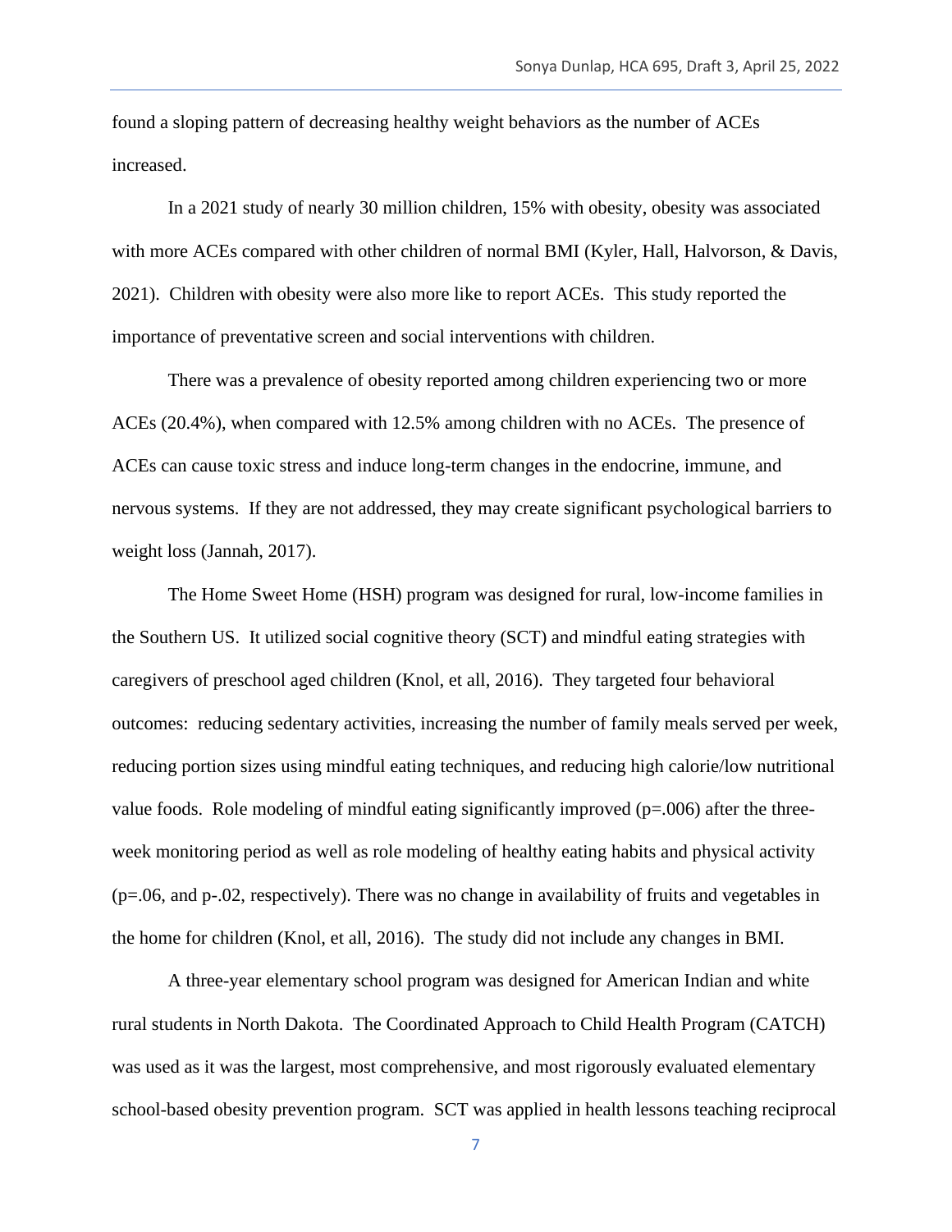found a sloping pattern of decreasing healthy weight behaviors as the number of ACEs increased.

In a 2021 study of nearly 30 million children, 15% with obesity, obesity was associated with more ACEs compared with other children of normal BMI (Kyler, Hall, Halvorson, & Davis, 2021). Children with obesity were also more like to report ACEs. This study reported the importance of preventative screen and social interventions with children.

There was a prevalence of obesity reported among children experiencing two or more ACEs (20.4%), when compared with 12.5% among children with no ACEs. The presence of ACEs can cause toxic stress and induce long-term changes in the endocrine, immune, and nervous systems. If they are not addressed, they may create significant psychological barriers to weight loss (Jannah, 2017).

The Home Sweet Home (HSH) program was designed for rural, low-income families in the Southern US. It utilized social cognitive theory (SCT) and mindful eating strategies with caregivers of preschool aged children (Knol, et all, 2016). They targeted four behavioral outcomes: reducing sedentary activities, increasing the number of family meals served per week, reducing portion sizes using mindful eating techniques, and reducing high calorie/low nutritional value foods. Role modeling of mindful eating significantly improved (p=.006) after the three-week monitoring period as well as role modeling of healthy eating habits and physical activity (p=.06, and p-.02, respectively). There was no change in availability of fruits and vegetables in the home for children (Knol, et all, 2016). The study did not include any changes in BMI.

A three-year elementary school program was designed for American Indian and white rural students in North Dakota. The Coordinated Approach to Child Health Program (CATCH) was used as it was the largest, most comprehensive, and most rigorously evaluated elementary school-based obesity prevention program. SCT was applied in health lessons teaching reciprocal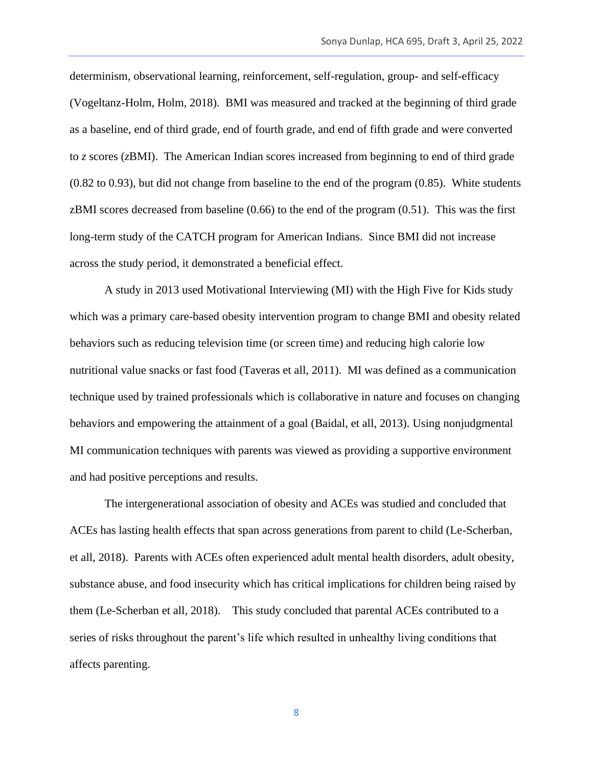determinism, observational learning, reinforcement, self-regulation, group- and self-efficacy (Vogeltanz-Holm, Holm, 2018). BMI was measured and tracked at the beginning of third grade as a baseline, end of third grade, end of fourth grade, and end of fifth grade and were converted to *z* scores (*z*BMI). The American Indian scores increased from beginning to end of third grade (0.82 to 0.93), but did not change from baseline to the end of the program (0.85). White students zBMI scores decreased from baseline (0.66) to the end of the program (0.51). This was the first long-term study of the CATCH program for American Indians. Since BMI did not increase across the study period, it demonstrated a beneficial effect.

A study in 2013 used Motivational Interviewing (MI) with the High Five for Kids study which was a primary care-based obesity intervention program to change BMI and obesity related behaviors such as reducing television time (or screen time) and reducing high calorie low nutritional value snacks or fast food (Taveras et all, 2011). MI was defined as a communication technique used by trained professionals which is collaborative in nature and focuses on changing behaviors and empowering the attainment of a goal (Baidal, et all, 2013). Using nonjudgmental MI communication techniques with parents was viewed as providing a supportive environment and had positive perceptions and results.

The intergenerational association of obesity and ACEs was studied and concluded that ACEs has lasting health effects that span across generations from parent to child (Le-Scherban, et all, 2018). Parents with ACEs often experienced adult mental health disorders, adult obesity, substance abuse, and food insecurity which has critical implications for children being raised by them (Le-Scherban et all, 2018). This study concluded that parental ACEs contributed to a series of risks throughout the parent's life which resulted in unhealthy living conditions that affects parenting.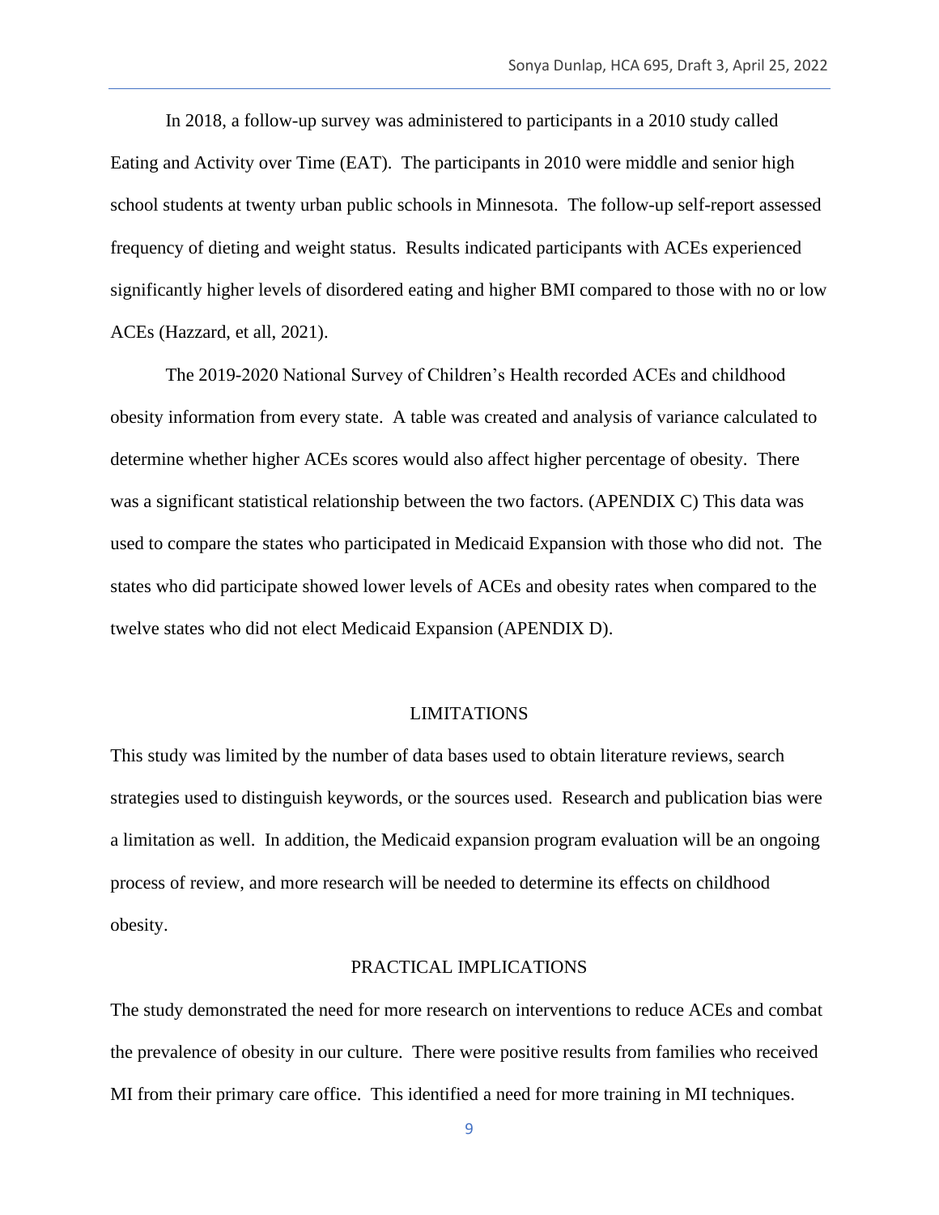In 2018, a follow-up survey was administered to participants in a 2010 study called Eating and Activity over Time (EAT). The participants in 2010 were middle and senior high school students at twenty urban public schools in Minnesota. The follow-up self-report assessed frequency of dieting and weight status. Results indicated participants with ACEs experienced significantly higher levels of disordered eating and higher BMI compared to those with no or low ACEs (Hazzard, et all, 2021).

The 2019-2020 National Survey of Children's Health recorded ACEs and childhood obesity information from every state. A table was created and analysis of variance calculated to determine whether higher ACEs scores would also affect higher percentage of obesity. There was a significant statistical relationship between the two factors. (APENDIX C) This data was used to compare the states who participated in Medicaid Expansion with those who did not. The states who did participate showed lower levels of ACEs and obesity rates when compared to the twelve states who did not elect Medicaid Expansion (APENDIX D).

## LIMITATIONS

This study was limited by the number of data bases used to obtain literature reviews, search strategies used to distinguish keywords, or the sources used. Research and publication bias were a limitation as well. In addition, the Medicaid expansion program evaluation will be an ongoing process of review, and more research will be needed to determine its effects on childhood obesity.

## PRACTICAL IMPLICATIONS

The study demonstrated the need for more research on interventions to reduce ACEs and combat the prevalence of obesity in our culture. There were positive results from families who received MI from their primary care office. This identified a need for more training in MI techniques.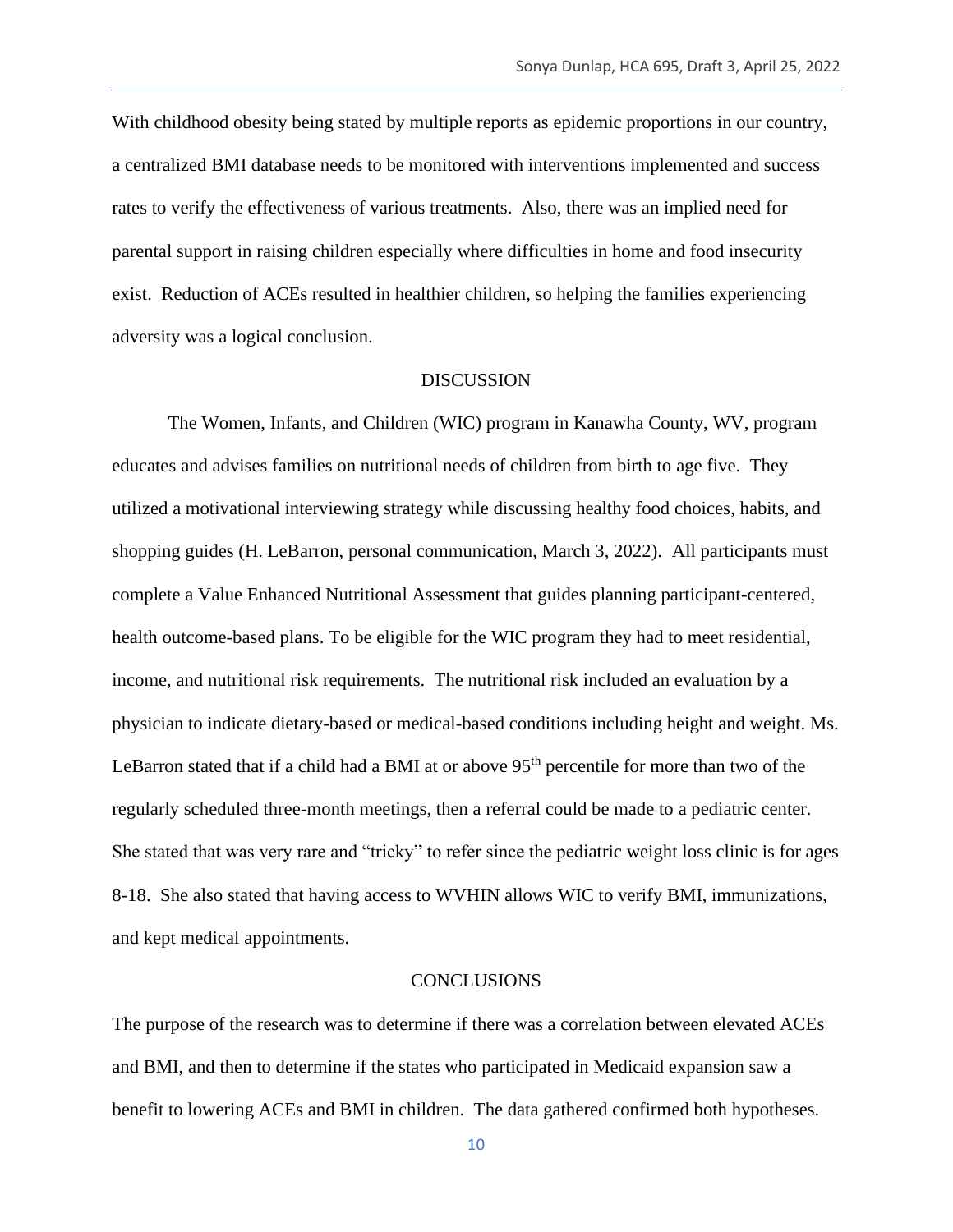With childhood obesity being stated by multiple reports as epidemic proportions in our country, a centralized BMI database needs to be monitored with interventions implemented and success rates to verify the effectiveness of various treatments. Also, there was an implied need for parental support in raising children especially where difficulties in home and food insecurity exist. Reduction of ACEs resulted in healthier children, so helping the families experiencing adversity was a logical conclusion.

## DISCUSSION

The Women, Infants, and Children (WIC) program in Kanawha County, WV, program educates and advises families on nutritional needs of children from birth to age five. They utilized a motivational interviewing strategy while discussing healthy food choices, habits, and shopping guides (H. LeBarron, personal communication, March 3, 2022). All participants must complete a Value Enhanced Nutritional Assessment that guides planning participant-centered, health outcome-based plans. To be eligible for the WIC program they had to meet residential, income, and nutritional risk requirements. The nutritional risk included an evaluation by a physician to indicate dietary-based or medical-based conditions including height and weight. Ms. LeBarron stated that if a child had a BMI at or above $95^{th}$ percentile for more than two of the regularly scheduled three-month meetings, then a referral could be made to a pediatric center. She stated that was very rare and "tricky" to refer since the pediatric weight loss clinic is for ages 8-18. She also stated that having access to WVHIN allows WIC to verify BMI, immunizations, and kept medical appointments.

## CONCLUSIONS

The purpose of the research was to determine if there was a correlation between elevated ACEs and BMI, and then to determine if the states who participated in Medicaid expansion saw a benefit to lowering ACEs and BMI in children. The data gathered confirmed both hypotheses.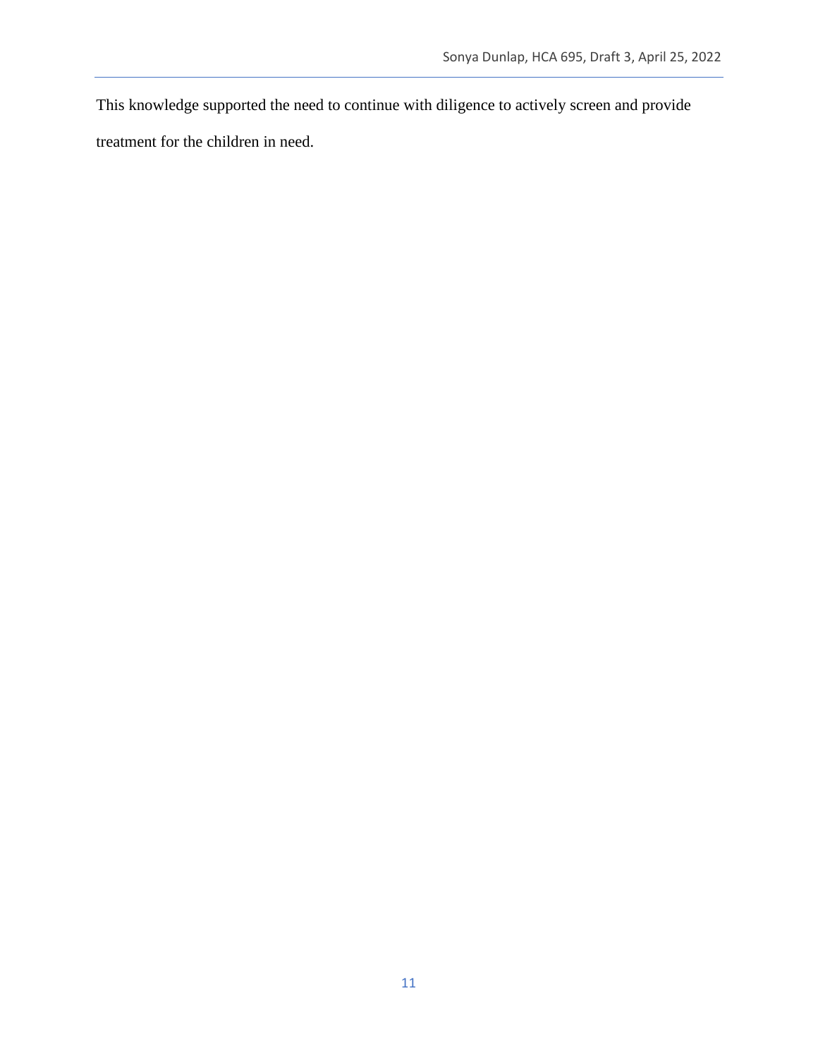This knowledge supported the need to continue with diligence to actively screen and provide treatment for the children in need.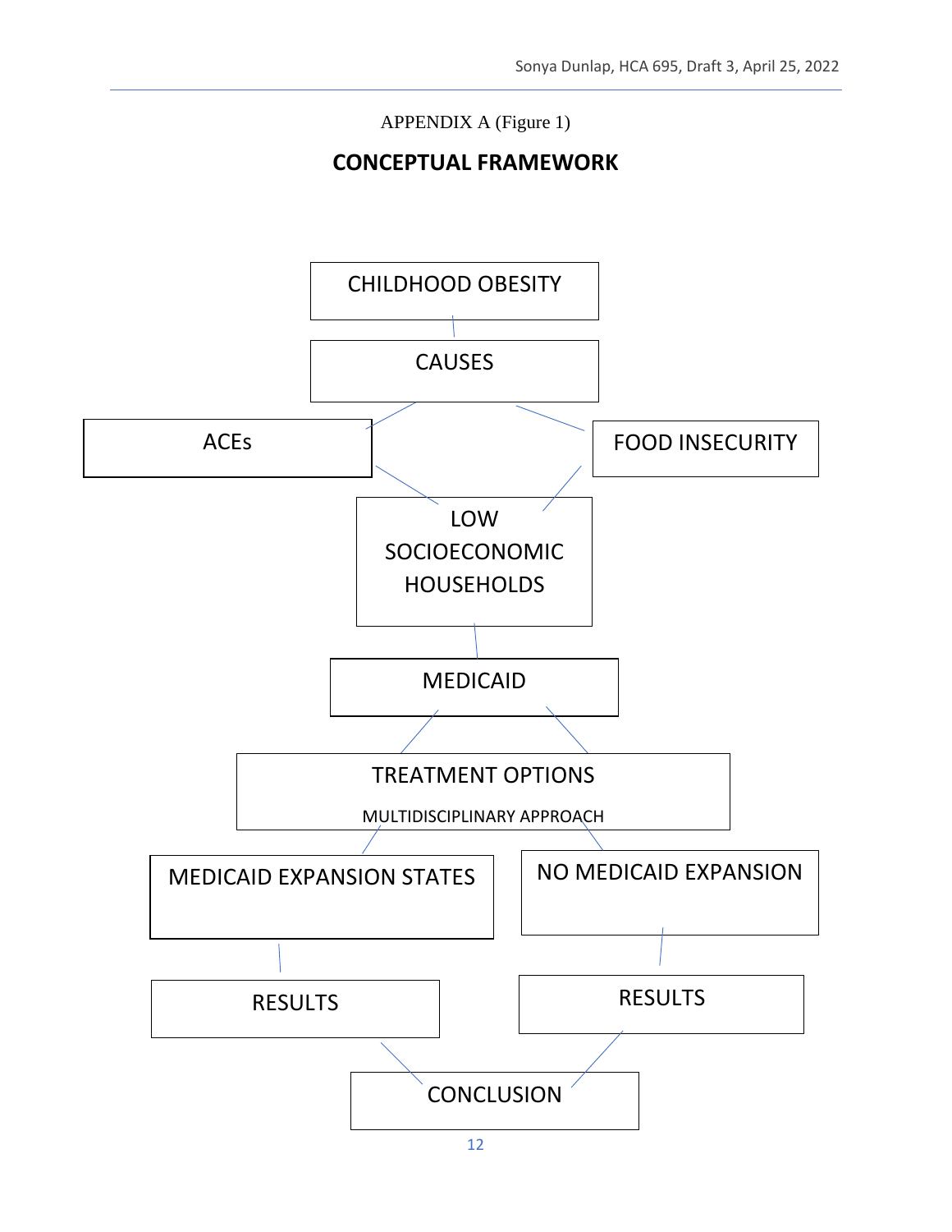APPENDIX A (Figure 1)

## CONCEPTUAL FRAMEWORK

CHILDHOOD OBESITY

CAUSES

ACEs

FOOD INSECURITY

LOW SOCIOECONOMIC HOUSEHOLDS

MEDICAID

TREATMENT OPTIONS

MULTIDISCIPLINARY APPROACH

MEDICAID EXPANSION STATES

NO MEDICAID EXPANSION

RESULTS

RESULTS

CONCLUSION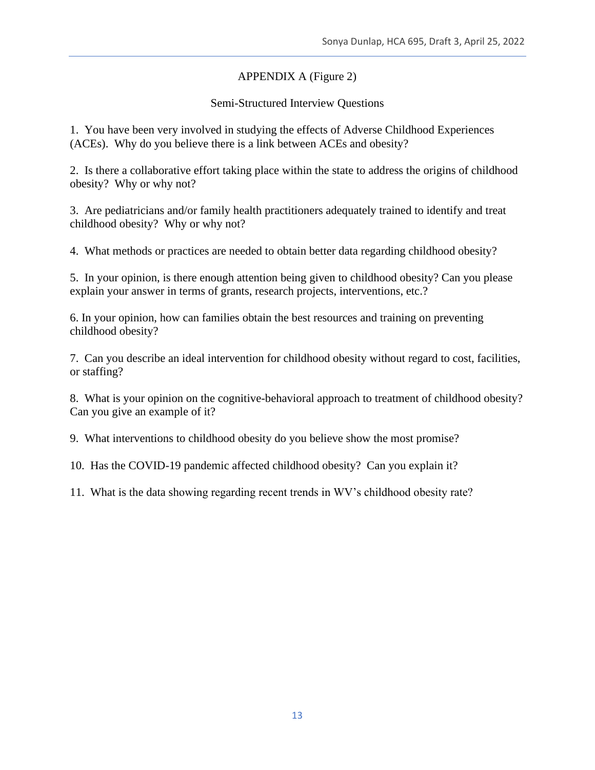## APPENDIX A (Figure 2)

### Semi-Structured Interview Questions

1. You have been very involved in studying the effects of Adverse Childhood Experiences (ACEs). Why do you believe there is a link between ACEs and obesity?

2. Is there a collaborative effort taking place within the state to address the origins of childhood obesity? Why or why not?

3. Are pediatricians and/or family health practitioners adequately trained to identify and treat childhood obesity? Why or why not?

4. What methods or practices are needed to obtain better data regarding childhood obesity?

5. In your opinion, is there enough attention being given to childhood obesity? Can you please explain your answer in terms of grants, research projects, interventions, etc.?

6. In your opinion, how can families obtain the best resources and training on preventing childhood obesity?

7. Can you describe an ideal intervention for childhood obesity without regard to cost, facilities, or staffing?

8. What is your opinion on the cognitive-behavioral approach to treatment of childhood obesity? Can you give an example of it?

9. What interventions to childhood obesity do you believe show the most promise?

10. Has the COVID-19 pandemic affected childhood obesity? Can you explain it?

11. What is the data showing regarding recent trends in WV's childhood obesity rate?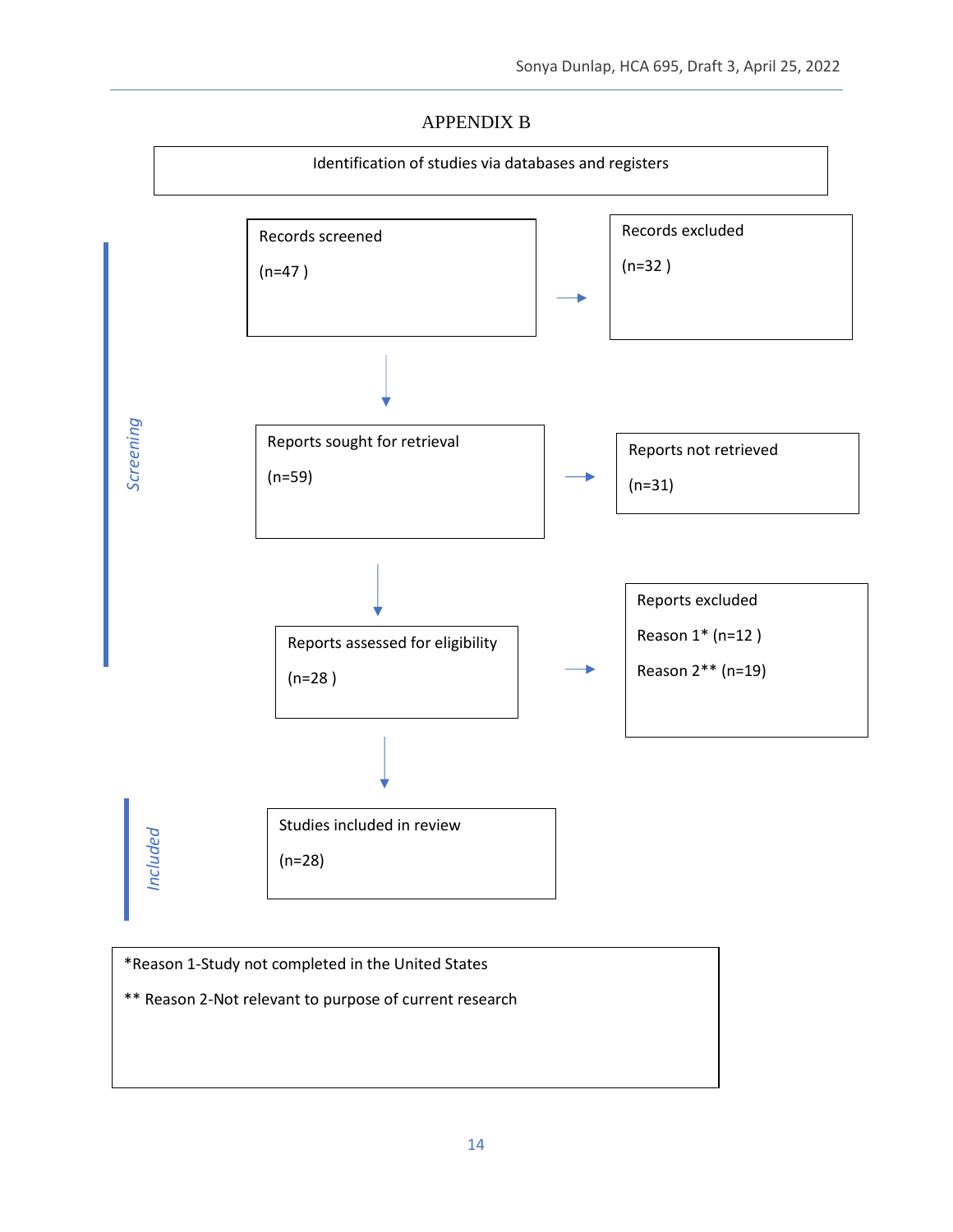# APPENDIX B

Identification of studies via databases and registers

*Screening*

Records screened

(n=47 )

→ Records excluded

(n=32 )

↓

Reports sought for retrieval

(n=59)

→ Reports not retrieved

(n=31)

↓

Reports assessed for eligibility

(n=28 )

→ Reports excluded

Reason 1* (n=12 )

Reason 2** (n=19)

↓

*Included*

Studies included in review

(n=28)

*Reason 1-Study not completed in the United States

** Reason 2-Not relevant to purpose of current research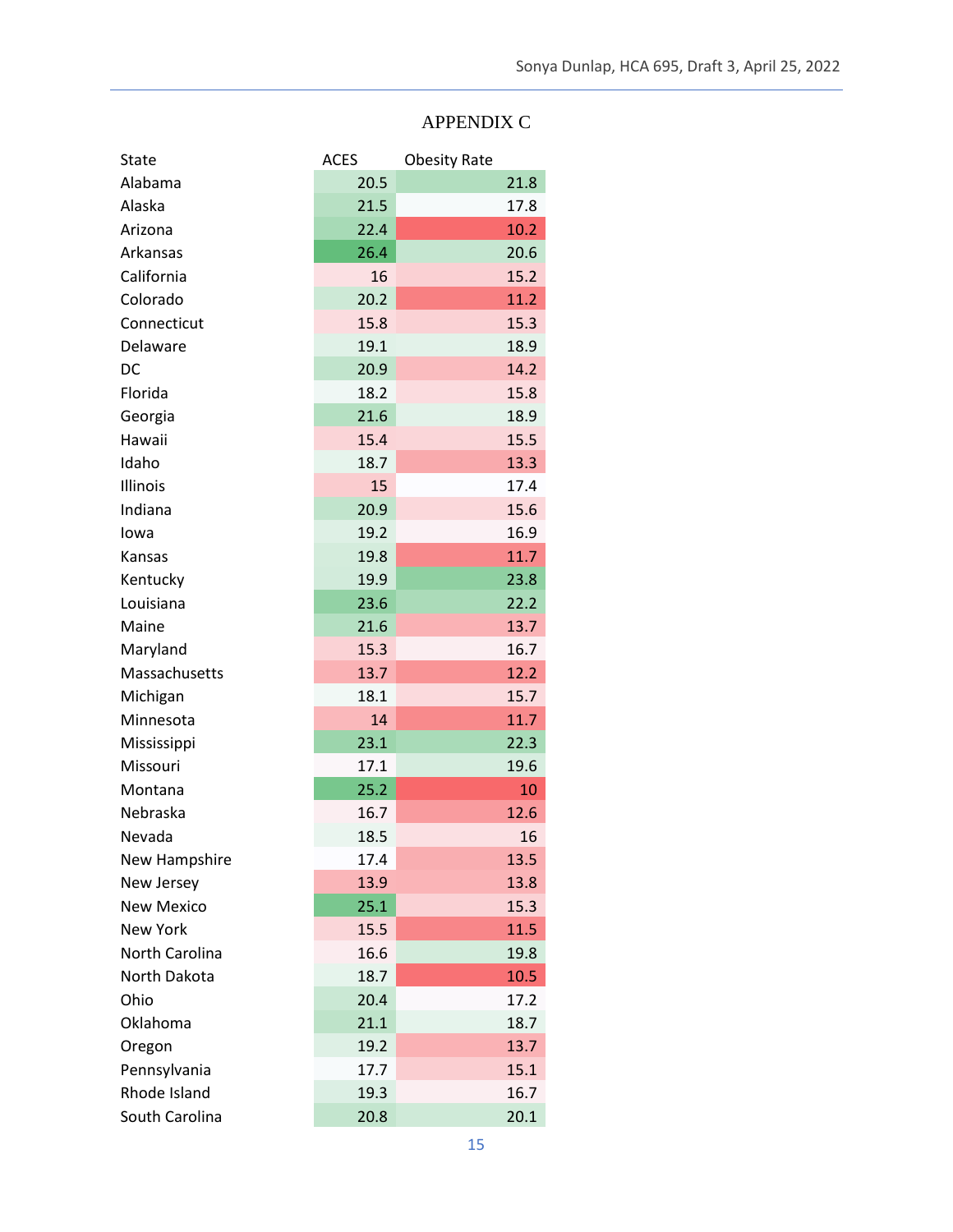# APPENDIX C

| State | ACES | Obesity Rate |
|---|---|---|
| Alabama | 20.5 | 21.8 |
| Alaska | 21.5 | 17.8 |
| Arizona | 22.4 | 10.2 |
| Arkansas | 26.4 | 20.6 |
| California | 16 | 15.2 |
| Colorado | 20.2 | 11.2 |
| Connecticut | 15.8 | 15.3 |
| Delaware | 19.1 | 18.9 |
| DC | 20.9 | 14.2 |
| Florida | 18.2 | 15.8 |
| Georgia | 21.6 | 18.9 |
| Hawaii | 15.4 | 15.5 |
| Idaho | 18.7 | 13.3 |
| Illinois | 15 | 17.4 |
| Indiana | 20.9 | 15.6 |
| Iowa | 19.2 | 16.9 |
| Kansas | 19.8 | 11.7 |
| Kentucky | 19.9 | 23.8 |
| Louisiana | 23.6 | 22.2 |
| Maine | 21.6 | 13.7 |
| Maryland | 15.3 | 16.7 |
| Massachusetts | 13.7 | 12.2 |
| Michigan | 18.1 | 15.7 |
| Minnesota | 14 | 11.7 |
| Mississippi | 23.1 | 22.3 |
| Missouri | 17.1 | 19.6 |
| Montana | 25.2 | 10 |
| Nebraska | 16.7 | 12.6 |
| Nevada | 18.5 | 16 |
| New Hampshire | 17.4 | 13.5 |
| New Jersey | 13.9 | 13.8 |
| New Mexico | 25.1 | 15.3 |
| New York | 15.5 | 11.5 |
| North Carolina | 16.6 | 19.8 |
| North Dakota | 18.7 | 10.5 |
| Ohio | 20.4 | 17.2 |
| Oklahoma | 21.1 | 18.7 |
| Oregon | 19.2 | 13.7 |
| Pennsylvania | 17.7 | 15.1 |
| Rhode Island | 19.3 | 16.7 |
| South Carolina | 20.8 | 20.1 |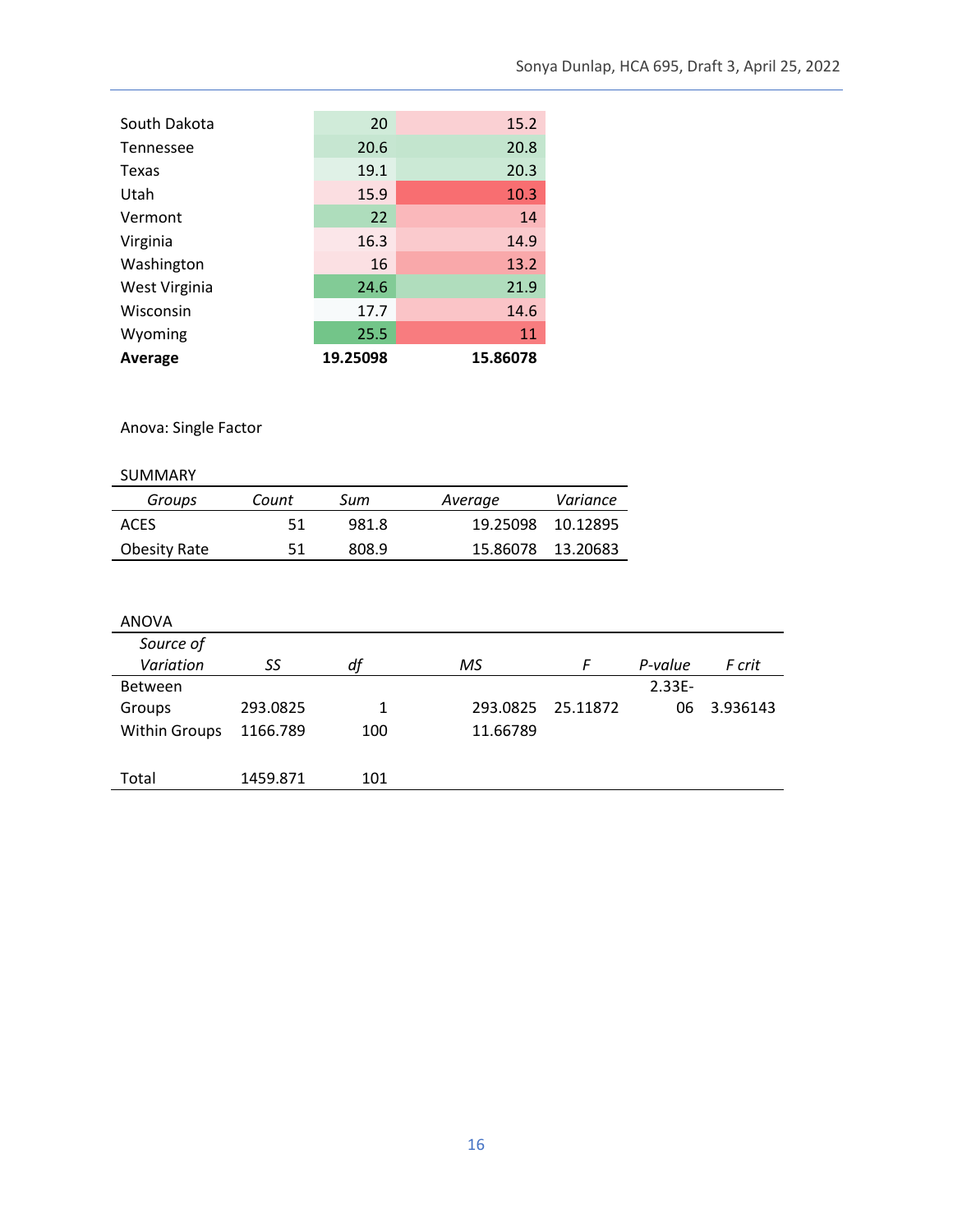| | | |
|---|---|---|
| South Dakota | 20 | 15.2 |
| Tennessee | 20.6 | 20.8 |
| Texas | 19.1 | 20.3 |
| Utah | 15.9 | 10.3 |
| Vermont | 22 | 14 |
| Virginia | 16.3 | 14.9 |
| Washington | 16 | 13.2 |
| West Virginia | 24.6 | 21.9 |
| Wisconsin | 17.7 | 14.6 |
| Wyoming | 25.5 | 11 |
| **Average** | **19.25098** | **15.86078** |

Anova: Single Factor

SUMMARY

| *Groups* | *Count* | *Sum* | *Average* | *Variance* |
|---|---|---|---|---|
| ACES | 51 | 981.8 | 19.25098 | 10.12895 |
| Obesity Rate | 51 | 808.9 | 15.86078 | 13.20683 |

ANOVA

| *Source of Variation* | *SS* | *df* | *MS* | *F* | *P-value* | *F crit* |
|---|---|---|---|---|---|---|
| Between Groups | 293.0825 | 1 | 293.0825 | 25.11872 | 2.33E-06 | 3.936143 |
| Within Groups | 1166.789 | 100 | 11.66789 | | | |
| | | | | | | |
| Total | 1459.871 | 101 | | | | |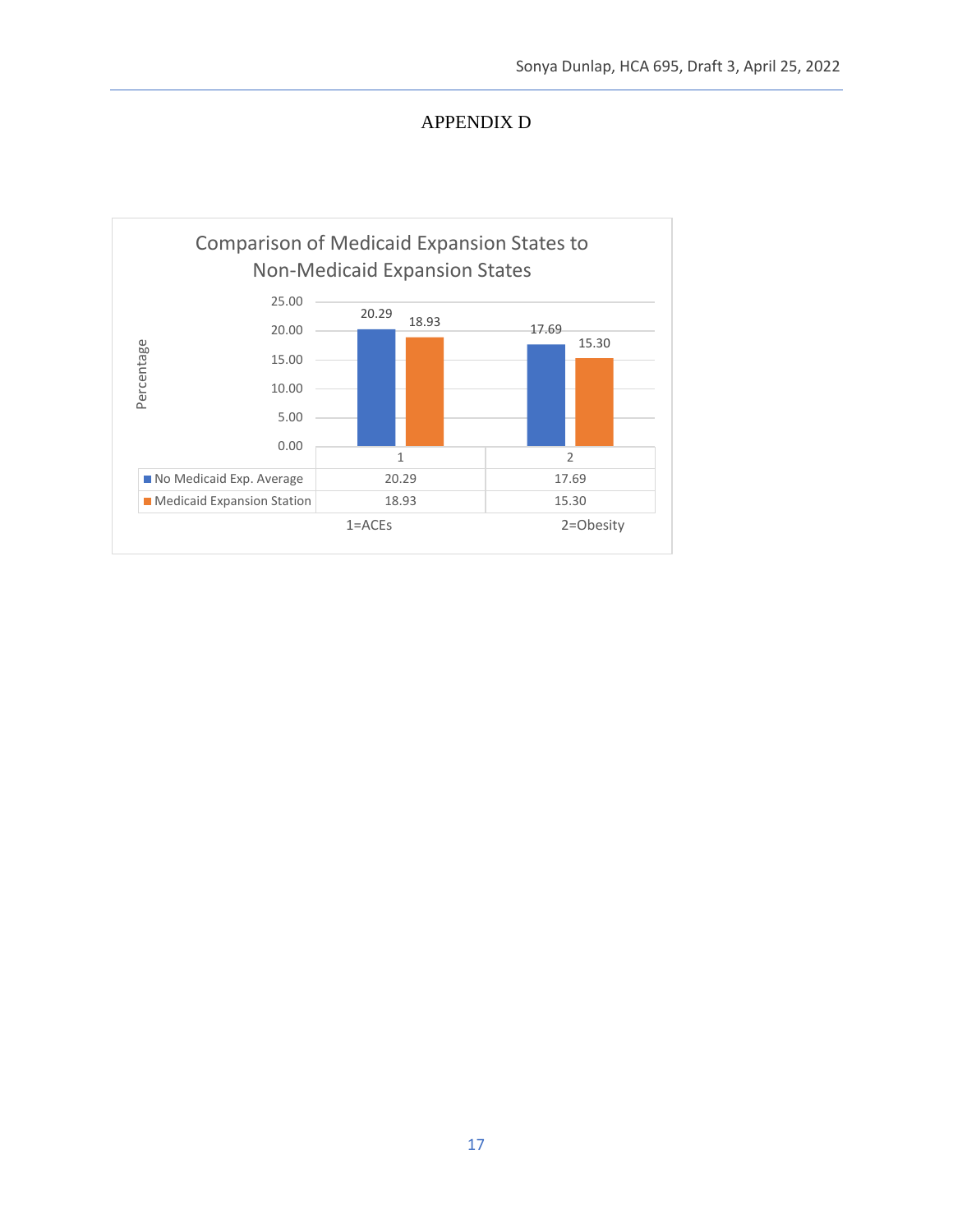APPENDIX D

Comparison of Medicaid Expansion States to Non-Medicaid Expansion States

Percentage

25.00
20.00
15.00
10.00
5.00
0.00

20.29
18.93
17.69
15.30

1
2

No Medicaid Exp. Average 20.29 17.69
Medicaid Expansion Station 18.93 15.30

1=ACEs
2=Obesity